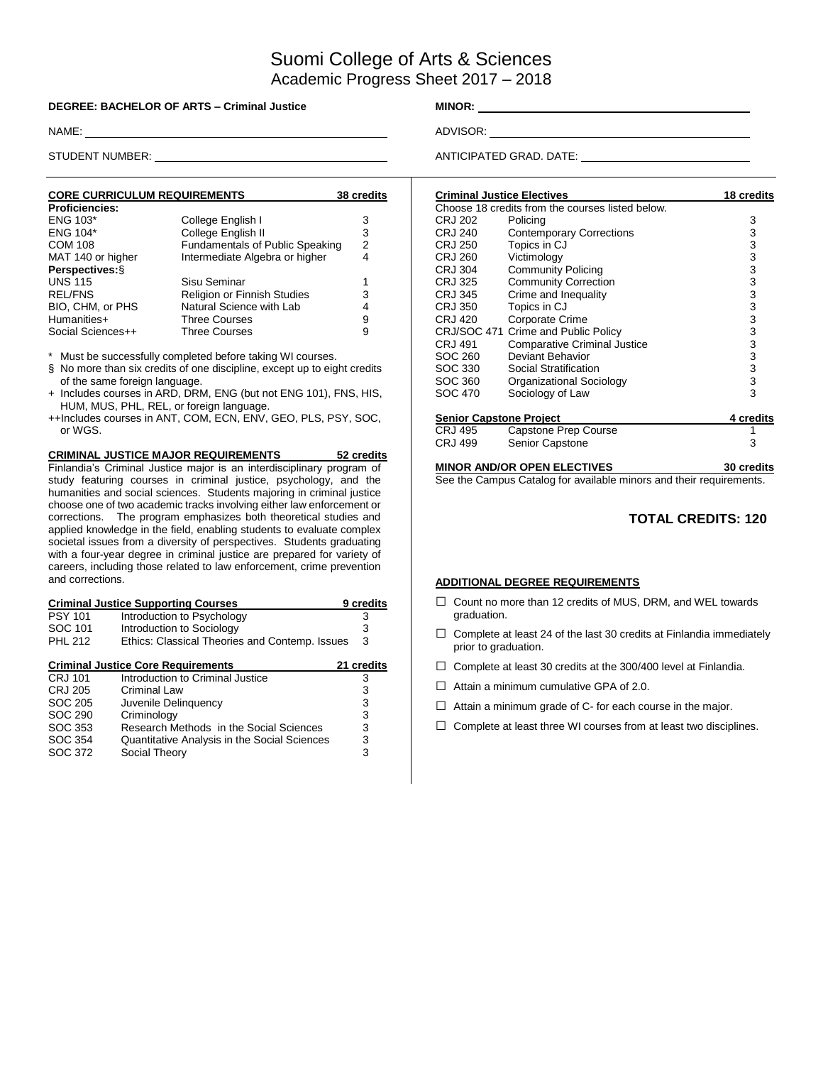# Suomi College of Arts & Sciences
## Academic Progress Sheet 2017 – 2018

**DEGREE: BACHELOR OF ARTS – Criminal Justice**

**MINOR:** \_\_\_\_\_\_\_\_\_\_\_\_\_\_\_\_\_\_\_\_

NAME: \_\_\_\_\_\_\_\_\_\_\_\_\_\_\_\_\_\_\_\_

ADVISOR: \_\_\_\_\_\_\_\_\_\_\_\_\_\_\_\_\_\_\_\_

STUDENT NUMBER: \_\_\_\_\_\_\_\_\_\_\_\_\_\_\_\_\_\_\_\_

ANTICIPATED GRAD. DATE: \_\_\_\_\_\_\_\_\_\_\_\_\_\_\_\_\_\_\_\_

| **CORE CURRICULUM REQUIREMENTS** | | **38 credits** |
|---|---|---|
| **Proficiencies:** | | |
| ENG 103* | College English I | 3 |
| ENG 104* | College English II | 3 |
| COM 108 | Fundamentals of Public Speaking | 2 |
| MAT 140 or higher | Intermediate Algebra or higher | 4 |
| **Perspectives:§** | | |
| UNS 115 | Sisu Seminar | 1 |
| REL/FNS | Religion or Finnish Studies | 3 |
| BIO, CHM, or PHS | Natural Science with Lab | 4 |
| Humanities+ | Three Courses | 9 |
| Social Sciences++ | Three Courses | 9 |

\* Must be successfully completed before taking WI courses.

§ No more than six credits of one discipline, except up to eight credits of the same foreign language.

\+ Includes courses in ARD, DRM, ENG (but not ENG 101), FNS, HIS, HUM, MUS, PHL, REL, or foreign language.

++Includes courses in ANT, COM, ECN, ENV, GEO, PLS, PSY, SOC, or WGS.

**CRIMINAL JUSTICE MAJOR REQUIREMENTS — 52 credits**

Finlandia's Criminal Justice major is an interdisciplinary program of study featuring courses in criminal justice, psychology, and the humanities and social sciences. Students majoring in criminal justice choose one of two academic tracks involving either law enforcement or corrections. The program emphasizes both theoretical studies and applied knowledge in the field, enabling students to evaluate complex societal issues from a diversity of perspectives. Students graduating with a four-year degree in criminal justice are prepared for variety of careers, including those related to law enforcement, crime prevention and corrections.

| **Criminal Justice Supporting Courses** | | **9 credits** |
|---|---|---|
| PSY 101 | Introduction to Psychology | 3 |
| SOC 101 | Introduction to Sociology | 3 |
| PHL 212 | Ethics: Classical Theories and Contemp. Issues | 3 |

| **Criminal Justice Core Requirements** | | **21 credits** |
|---|---|---|
| CRJ 101 | Introduction to Criminal Justice | 3 |
| CRJ 205 | Criminal Law | 3 |
| SOC 205 | Juvenile Delinquency | 3 |
| SOC 290 | Criminology | 3 |
| SOC 353 | Research Methods in the Social Sciences | 3 |
| SOC 354 | Quantitative Analysis in the Social Sciences | 3 |
| SOC 372 | Social Theory | 3 |

| **Criminal Justice Electives** | | **18 credits** |
|---|---|---|
| Choose 18 credits from the courses listed below. | | |
| CRJ 202 | Policing | 3 |
| CRJ 240 | Contemporary Corrections | 3 |
| CRJ 250 | Topics in CJ | 3 |
| CRJ 260 | Victimology | 3 |
| CRJ 304 | Community Policing | 3 |
| CRJ 325 | Community Correction | 3 |
| CRJ 345 | Crime and Inequality | 3 |
| CRJ 350 | Topics in CJ | 3 |
| CRJ 420 | Corporate Crime | 3 |
| CRJ/SOC 471 | Crime and Public Policy | 3 |
| CRJ 491 | Comparative Criminal Justice | 3 |
| SOC 260 | Deviant Behavior | 3 |
| SOC 330 | Social Stratification | 3 |
| SOC 360 | Organizational Sociology | 3 |
| SOC 470 | Sociology of Law | 3 |

| **Senior Capstone Project** | | **4 credits** |
|---|---|---|
| CRJ 495 | Capstone Prep Course | 1 |
| CRJ 499 | Senior Capstone | 3 |

**MINOR AND/OR OPEN ELECTIVES — 30 credits**

See the Campus Catalog for available minors and their requirements.

**TOTAL CREDITS: 120**

**ADDITIONAL DEGREE REQUIREMENTS**

- ☐ Count no more than 12 credits of MUS, DRM, and WEL towards graduation.
- ☐ Complete at least 24 of the last 30 credits at Finlandia immediately prior to graduation.
- ☐ Complete at least 30 credits at the 300/400 level at Finlandia.
- ☐ Attain a minimum cumulative GPA of 2.0.
- ☐ Attain a minimum grade of C- for each course in the major.
- ☐ Complete at least three WI courses from at least two disciplines.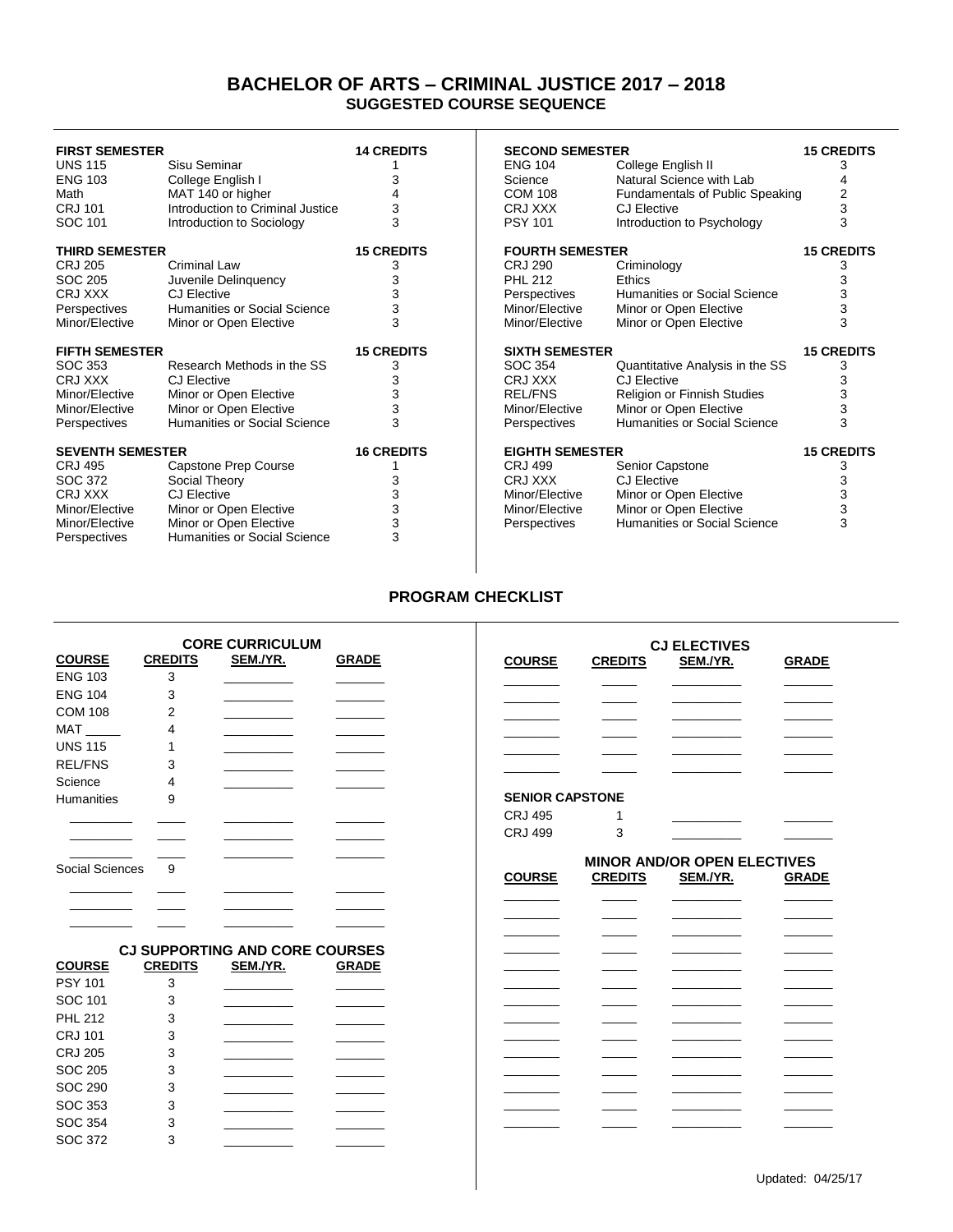# BACHELOR OF ARTS – CRIMINAL JUSTICE 2017 – 2018

## SUGGESTED COURSE SEQUENCE

| FIRST SEMESTER | | 14 CREDITS |
|---|---|---|
| UNS 115 | Sisu Seminar | 1 |
| ENG 103 | College English I | 3 |
| Math | MAT 140 or higher | 4 |
| CRJ 101 | Introduction to Criminal Justice | 3 |
| SOC 101 | Introduction to Sociology | 3 |

| SECOND SEMESTER | | 15 CREDITS |
|---|---|---|
| ENG 104 | College English II | 3 |
| Science | Natural Science with Lab | 4 |
| COM 108 | Fundamentals of Public Speaking | 2 |
| CRJ XXX | CJ Elective | 3 |
| PSY 101 | Introduction to Psychology | 3 |

| THIRD SEMESTER | | 15 CREDITS |
|---|---|---|
| CRJ 205 | Criminal Law | 3 |
| SOC 205 | Juvenile Delinquency | 3 |
| CRJ XXX | CJ Elective | 3 |
| Perspectives | Humanities or Social Science | 3 |
| Minor/Elective | Minor or Open Elective | 3 |

| FOURTH SEMESTER | | 15 CREDITS |
|---|---|---|
| CRJ 290 | Criminology | 3 |
| PHL 212 | Ethics | 3 |
| Perspectives | Humanities or Social Science | 3 |
| Minor/Elective | Minor or Open Elective | 3 |
| Minor/Elective | Minor or Open Elective | 3 |

| FIFTH SEMESTER | | 15 CREDITS |
|---|---|---|
| SOC 353 | Research Methods in the SS | 3 |
| CRJ XXX | CJ Elective | 3 |
| Minor/Elective | Minor or Open Elective | 3 |
| Minor/Elective | Minor or Open Elective | 3 |
| Perspectives | Humanities or Social Science | 3 |

| SIXTH SEMESTER | | 15 CREDITS |
|---|---|---|
| SOC 354 | Quantitative Analysis in the SS | 3 |
| CRJ XXX | CJ Elective | 3 |
| REL/FNS | Religion or Finnish Studies | 3 |
| Minor/Elective | Minor or Open Elective | 3 |
| Perspectives | Humanities or Social Science | 3 |

| SEVENTH SEMESTER | | 16 CREDITS |
|---|---|---|
| CRJ 495 | Capstone Prep Course | 1 |
| SOC 372 | Social Theory | 3 |
| CRJ XXX | CJ Elective | 3 |
| Minor/Elective | Minor or Open Elective | 3 |
| Minor/Elective | Minor or Open Elective | 3 |
| Perspectives | Humanities or Social Science | 3 |

| EIGHTH SEMESTER | | 15 CREDITS |
|---|---|---|
| CRJ 499 | Senior Capstone | 3 |
| CRJ XXX | CJ Elective | 3 |
| Minor/Elective | Minor or Open Elective | 3 |
| Minor/Elective | Minor or Open Elective | 3 |
| Perspectives | Humanities or Social Science | 3 |

## PROGRAM CHECKLIST

### CORE CURRICULUM

| COURSE | CREDITS | SEM./YR. | GRADE |
|---|---|---|---|
| ENG 103 | 3 | | |
| ENG 104 | 3 | | |
| COM 108 | 2 | | |
| MAT _____ | 4 | | |
| UNS 115 | 1 | | |
| REL/FNS | 3 | | |
| Science | 4 | | |
| Humanities | 9 | | |
| | | | |
| | | | |
| | | | |
| Social Sciences | 9 | | |
| | | | |
| | | | |
| | | | |

### CJ SUPPORTING AND CORE COURSES

| COURSE | CREDITS | SEM./YR. | GRADE |
|---|---|---|---|
| PSY 101 | 3 | | |
| SOC 101 | 3 | | |
| PHL 212 | 3 | | |
| CRJ 101 | 3 | | |
| CRJ 205 | 3 | | |
| SOC 205 | 3 | | |
| SOC 290 | 3 | | |
| SOC 353 | 3 | | |
| SOC 354 | 3 | | |
| SOC 372 | 3 | | |

### CJ ELECTIVES

| COURSE | CREDITS | SEM./YR. | GRADE |
|---|---|---|---|
| | | | |
| | | | |
| | | | |
| | | | |
| | | | |
| | | | |

### SENIOR CAPSTONE

| | | | |
|---|---|---|---|
| CRJ 495 | 1 | | |
| CRJ 499 | 3 | | |

### MINOR AND/OR OPEN ELECTIVES

| COURSE | CREDITS | SEM./YR. | GRADE |
|---|---|---|---|
| | | | |
| | | | |
| | | | |
| | | | |
| | | | |
| | | | |
| | | | |
| | | | |
| | | | |
| | | | |
| | | | |
| | | | |
| | | | |

Updated: 04/25/17